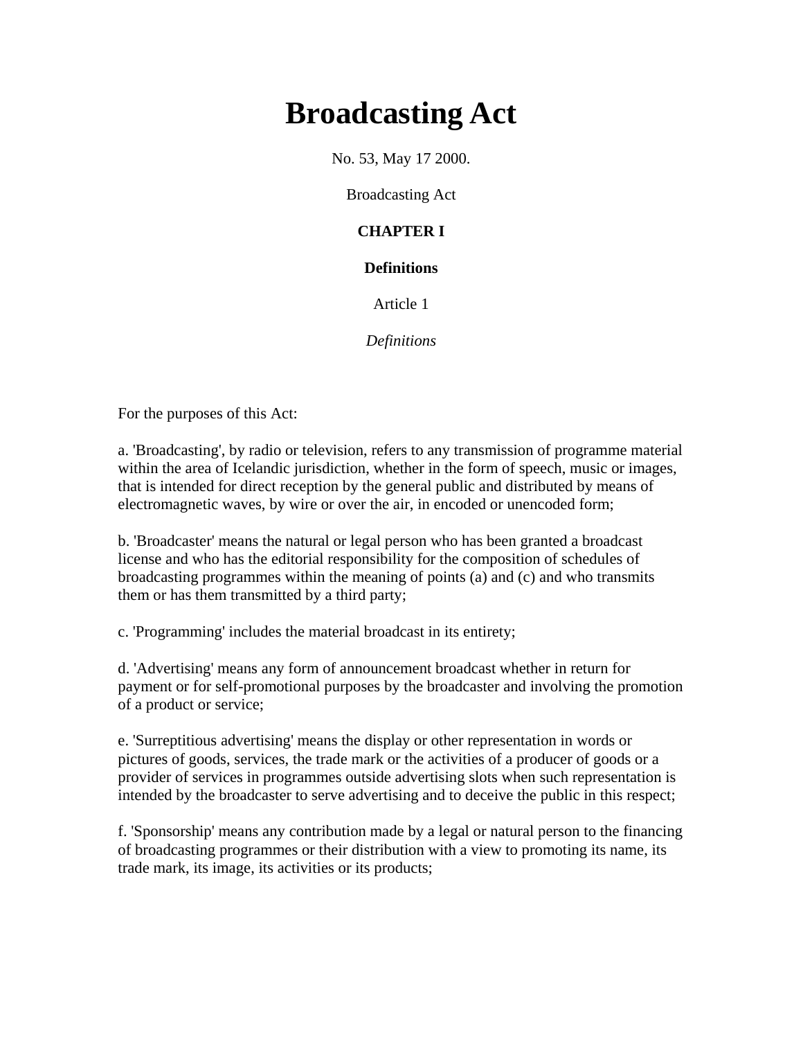# Broadcasting Act

No. 53, May 17 2000.

Broadcasting Act

## CHAPTER I

### Definitions

Article 1

*Definitions*

For the purposes of this Act:

a. 'Broadcasting', by radio or television, refers to any transmission of programme material within the area of Icelandic jurisdiction, whether in the form of speech, music or images, that is intended for direct reception by the general public and distributed by means of electromagnetic waves, by wire or over the air, in encoded or unencoded form;

b. 'Broadcaster' means the natural or legal person who has been granted a broadcast license and who has the editorial responsibility for the composition of schedules of broadcasting programmes within the meaning of points (a) and (c) and who transmits them or has them transmitted by a third party;

c. 'Programming' includes the material broadcast in its entirety;

d. 'Advertising' means any form of announcement broadcast whether in return for payment or for self-promotional purposes by the broadcaster and involving the promotion of a product or service;

e. 'Surreptitious advertising' means the display or other representation in words or pictures of goods, services, the trade mark or the activities of a producer of goods or a provider of services in programmes outside advertising slots when such representation is intended by the broadcaster to serve advertising and to deceive the public in this respect;

f. 'Sponsorship' means any contribution made by a legal or natural person to the financing of broadcasting programmes or their distribution with a view to promoting its name, its trade mark, its image, its activities or its products;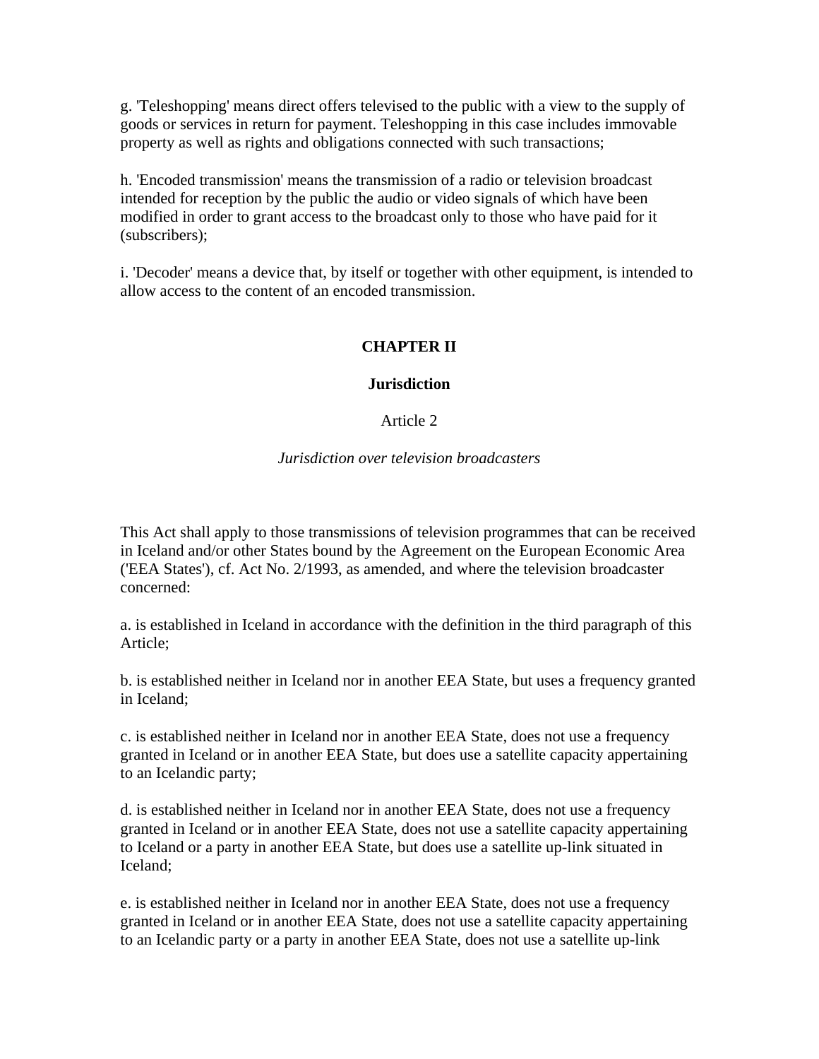g. 'Teleshopping' means direct offers televised to the public with a view to the supply of goods or services in return for payment. Teleshopping in this case includes immovable property as well as rights and obligations connected with such transactions;

h. 'Encoded transmission' means the transmission of a radio or television broadcast intended for reception by the public the audio or video signals of which have been modified in order to grant access to the broadcast only to those who have paid for it (subscribers);

i. 'Decoder' means a device that, by itself or together with other equipment, is intended to allow access to the content of an encoded transmission.

## CHAPTER II

### Jurisdiction

Article 2

*Jurisdiction over television broadcasters*

This Act shall apply to those transmissions of television programmes that can be received in Iceland and/or other States bound by the Agreement on the European Economic Area ('EEA States'), cf. Act No. 2/1993, as amended, and where the television broadcaster concerned:

a. is established in Iceland in accordance with the definition in the third paragraph of this Article;

b. is established neither in Iceland nor in another EEA State, but uses a frequency granted in Iceland;

c. is established neither in Iceland nor in another EEA State, does not use a frequency granted in Iceland or in another EEA State, but does use a satellite capacity appertaining to an Icelandic party;

d. is established neither in Iceland nor in another EEA State, does not use a frequency granted in Iceland or in another EEA State, does not use a satellite capacity appertaining to Iceland or a party in another EEA State, but does use a satellite up-link situated in Iceland;

e. is established neither in Iceland nor in another EEA State, does not use a frequency granted in Iceland or in another EEA State, does not use a satellite capacity appertaining to an Icelandic party or a party in another EEA State, does not use a satellite up-link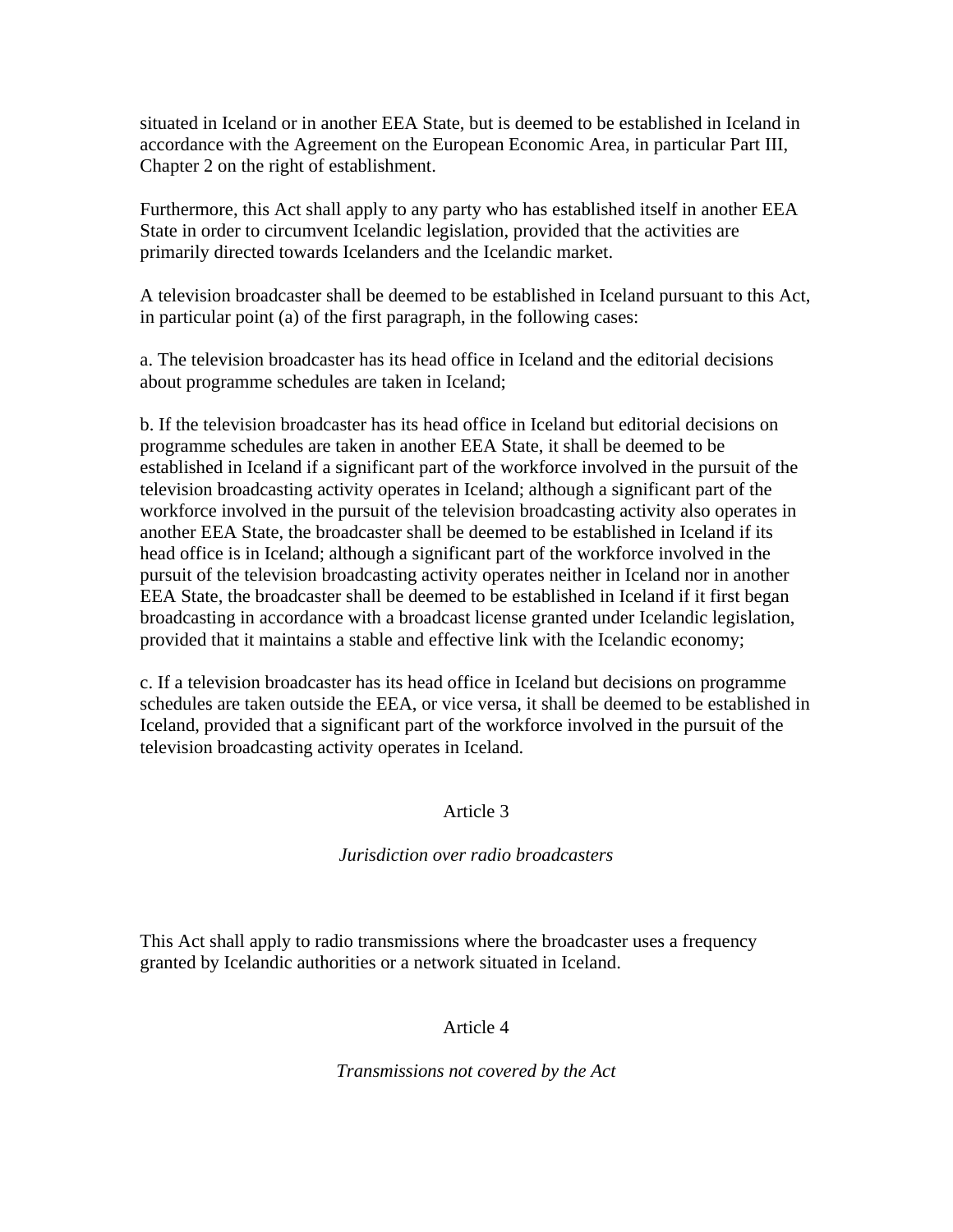situated in Iceland or in another EEA State, but is deemed to be established in Iceland in accordance with the Agreement on the European Economic Area, in particular Part III, Chapter 2 on the right of establishment.

Furthermore, this Act shall apply to any party who has established itself in another EEA State in order to circumvent Icelandic legislation, provided that the activities are primarily directed towards Icelanders and the Icelandic market.

A television broadcaster shall be deemed to be established in Iceland pursuant to this Act, in particular point (a) of the first paragraph, in the following cases:

a. The television broadcaster has its head office in Iceland and the editorial decisions about programme schedules are taken in Iceland;

b. If the television broadcaster has its head office in Iceland but editorial decisions on programme schedules are taken in another EEA State, it shall be deemed to be established in Iceland if a significant part of the workforce involved in the pursuit of the television broadcasting activity operates in Iceland; although a significant part of the workforce involved in the pursuit of the television broadcasting activity also operates in another EEA State, the broadcaster shall be deemed to be established in Iceland if its head office is in Iceland; although a significant part of the workforce involved in the pursuit of the television broadcasting activity operates neither in Iceland nor in another EEA State, the broadcaster shall be deemed to be established in Iceland if it first began broadcasting in accordance with a broadcast license granted under Icelandic legislation, provided that it maintains a stable and effective link with the Icelandic economy;

c. If a television broadcaster has its head office in Iceland but decisions on programme schedules are taken outside the EEA, or vice versa, it shall be deemed to be established in Iceland, provided that a significant part of the workforce involved in the pursuit of the television broadcasting activity operates in Iceland.

## Article 3

*Jurisdiction over radio broadcasters*

This Act shall apply to radio transmissions where the broadcaster uses a frequency granted by Icelandic authorities or a network situated in Iceland.

## Article 4

*Transmissions not covered by the Act*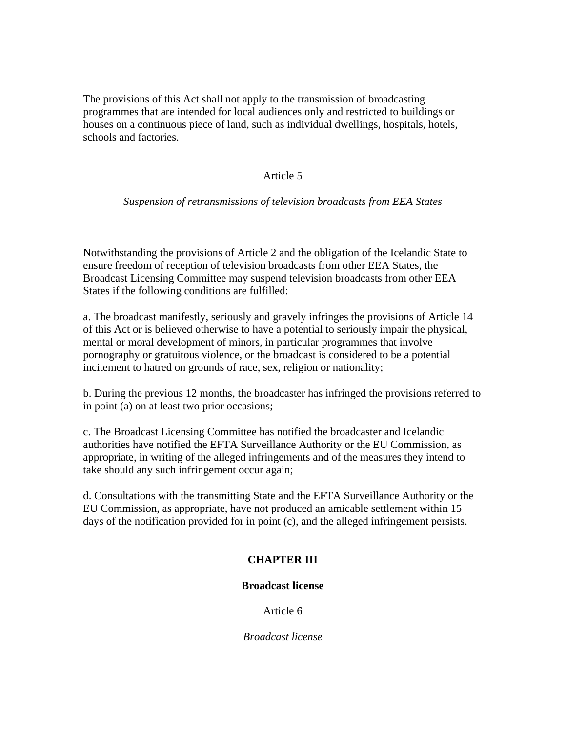The provisions of this Act shall not apply to the transmission of broadcasting programmes that are intended for local audiences only and restricted to buildings or houses on a continuous piece of land, such as individual dwellings, hospitals, hotels, schools and factories.

### Article 5

*Suspension of retransmissions of television broadcasts from EEA States*

Notwithstanding the provisions of Article 2 and the obligation of the Icelandic State to ensure freedom of reception of television broadcasts from other EEA States, the Broadcast Licensing Committee may suspend television broadcasts from other EEA States if the following conditions are fulfilled:

a. The broadcast manifestly, seriously and gravely infringes the provisions of Article 14 of this Act or is believed otherwise to have a potential to seriously impair the physical, mental or moral development of minors, in particular programmes that involve pornography or gratuitous violence, or the broadcast is considered to be a potential incitement to hatred on grounds of race, sex, religion or nationality;

b. During the previous 12 months, the broadcaster has infringed the provisions referred to in point (a) on at least two prior occasions;

c. The Broadcast Licensing Committee has notified the broadcaster and Icelandic authorities have notified the EFTA Surveillance Authority or the EU Commission, as appropriate, in writing of the alleged infringements and of the measures they intend to take should any such infringement occur again;

d. Consultations with the transmitting State and the EFTA Surveillance Authority or the EU Commission, as appropriate, have not produced an amicable settlement within 15 days of the notification provided for in point (c), and the alleged infringement persists.

## CHAPTER III

## Broadcast license

### Article 6

*Broadcast license*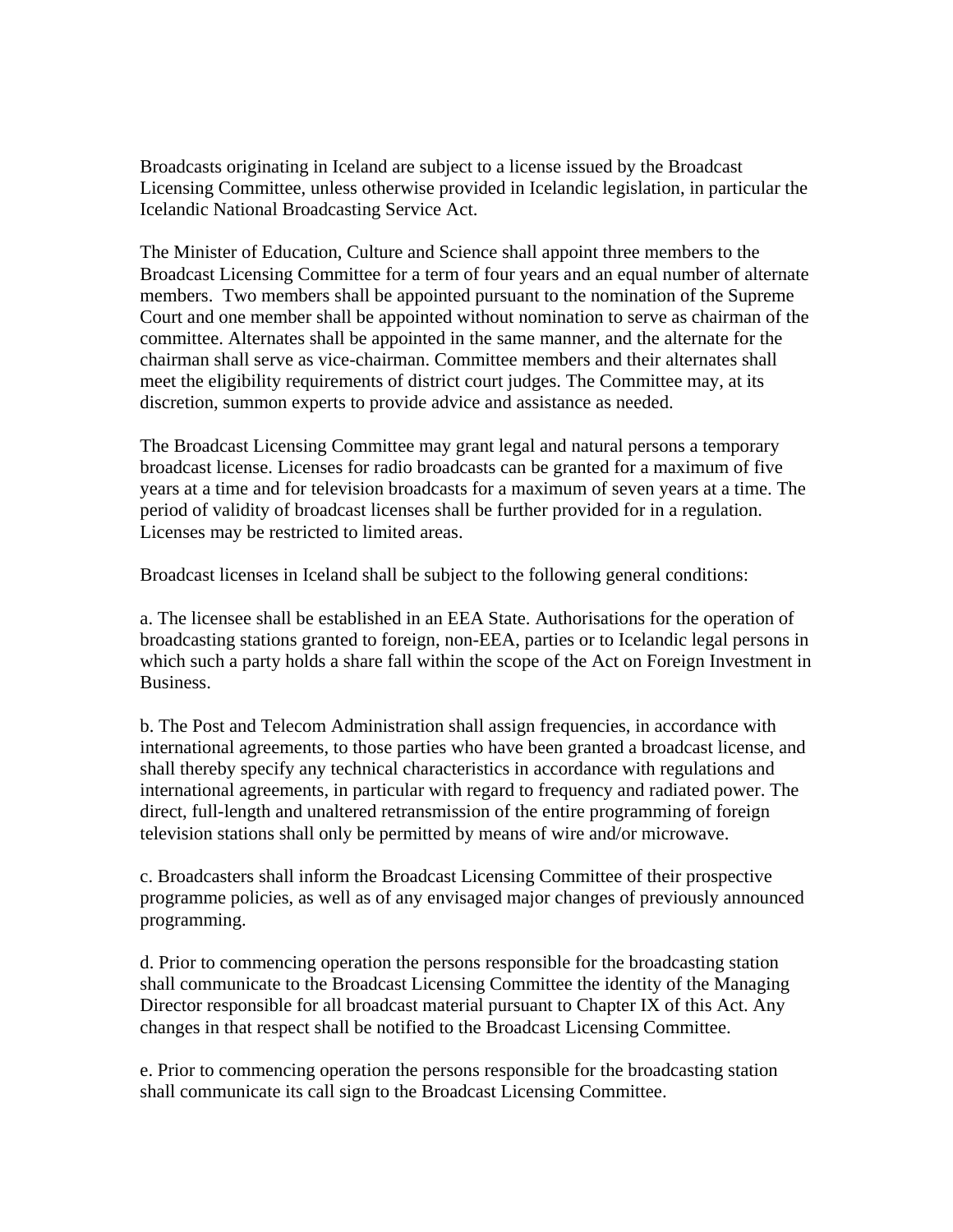Broadcasts originating in Iceland are subject to a license issued by the Broadcast Licensing Committee, unless otherwise provided in Icelandic legislation, in particular the Icelandic National Broadcasting Service Act.

The Minister of Education, Culture and Science shall appoint three members to the Broadcast Licensing Committee for a term of four years and an equal number of alternate members. Two members shall be appointed pursuant to the nomination of the Supreme Court and one member shall be appointed without nomination to serve as chairman of the committee. Alternates shall be appointed in the same manner, and the alternate for the chairman shall serve as vice-chairman. Committee members and their alternates shall meet the eligibility requirements of district court judges. The Committee may, at its discretion, summon experts to provide advice and assistance as needed.

The Broadcast Licensing Committee may grant legal and natural persons a temporary broadcast license. Licenses for radio broadcasts can be granted for a maximum of five years at a time and for television broadcasts for a maximum of seven years at a time. The period of validity of broadcast licenses shall be further provided for in a regulation. Licenses may be restricted to limited areas.

Broadcast licenses in Iceland shall be subject to the following general conditions:

a. The licensee shall be established in an EEA State. Authorisations for the operation of broadcasting stations granted to foreign, non-EEA, parties or to Icelandic legal persons in which such a party holds a share fall within the scope of the Act on Foreign Investment in Business.

b. The Post and Telecom Administration shall assign frequencies, in accordance with international agreements, to those parties who have been granted a broadcast license, and shall thereby specify any technical characteristics in accordance with regulations and international agreements, in particular with regard to frequency and radiated power. The direct, full-length and unaltered retransmission of the entire programming of foreign television stations shall only be permitted by means of wire and/or microwave.

c. Broadcasters shall inform the Broadcast Licensing Committee of their prospective programme policies, as well as of any envisaged major changes of previously announced programming.

d. Prior to commencing operation the persons responsible for the broadcasting station shall communicate to the Broadcast Licensing Committee the identity of the Managing Director responsible for all broadcast material pursuant to Chapter IX of this Act. Any changes in that respect shall be notified to the Broadcast Licensing Committee.

e. Prior to commencing operation the persons responsible for the broadcasting station shall communicate its call sign to the Broadcast Licensing Committee.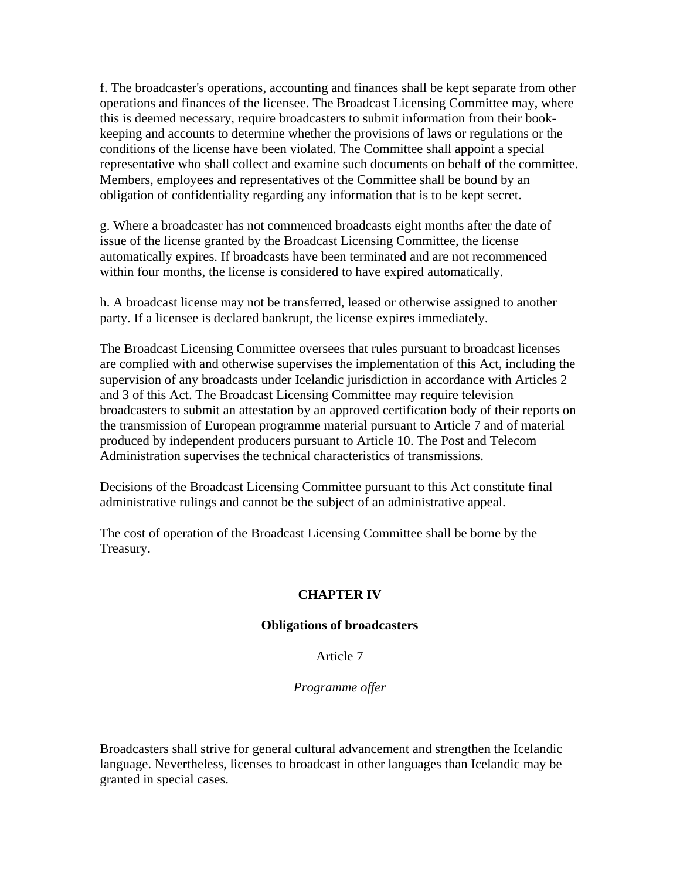f. The broadcaster's operations, accounting and finances shall be kept separate from other operations and finances of the licensee. The Broadcast Licensing Committee may, where this is deemed necessary, require broadcasters to submit information from their book-keeping and accounts to determine whether the provisions of laws or regulations or the conditions of the license have been violated. The Committee shall appoint a special representative who shall collect and examine such documents on behalf of the committee. Members, employees and representatives of the Committee shall be bound by an obligation of confidentiality regarding any information that is to be kept secret.

g. Where a broadcaster has not commenced broadcasts eight months after the date of issue of the license granted by the Broadcast Licensing Committee, the license automatically expires. If broadcasts have been terminated and are not recommenced within four months, the license is considered to have expired automatically.

h. A broadcast license may not be transferred, leased or otherwise assigned to another party. If a licensee is declared bankrupt, the license expires immediately.

The Broadcast Licensing Committee oversees that rules pursuant to broadcast licenses are complied with and otherwise supervises the implementation of this Act, including the supervision of any broadcasts under Icelandic jurisdiction in accordance with Articles 2 and 3 of this Act. The Broadcast Licensing Committee may require television broadcasters to submit an attestation by an approved certification body of their reports on the transmission of European programme material pursuant to Article 7 and of material produced by independent producers pursuant to Article 10. The Post and Telecom Administration supervises the technical characteristics of transmissions.

Decisions of the Broadcast Licensing Committee pursuant to this Act constitute final administrative rulings and cannot be the subject of an administrative appeal.

The cost of operation of the Broadcast Licensing Committee shall be borne by the Treasury.

## CHAPTER IV

### Obligations of broadcasters

Article 7

*Programme offer*

Broadcasters shall strive for general cultural advancement and strengthen the Icelandic language. Nevertheless, licenses to broadcast in other languages than Icelandic may be granted in special cases.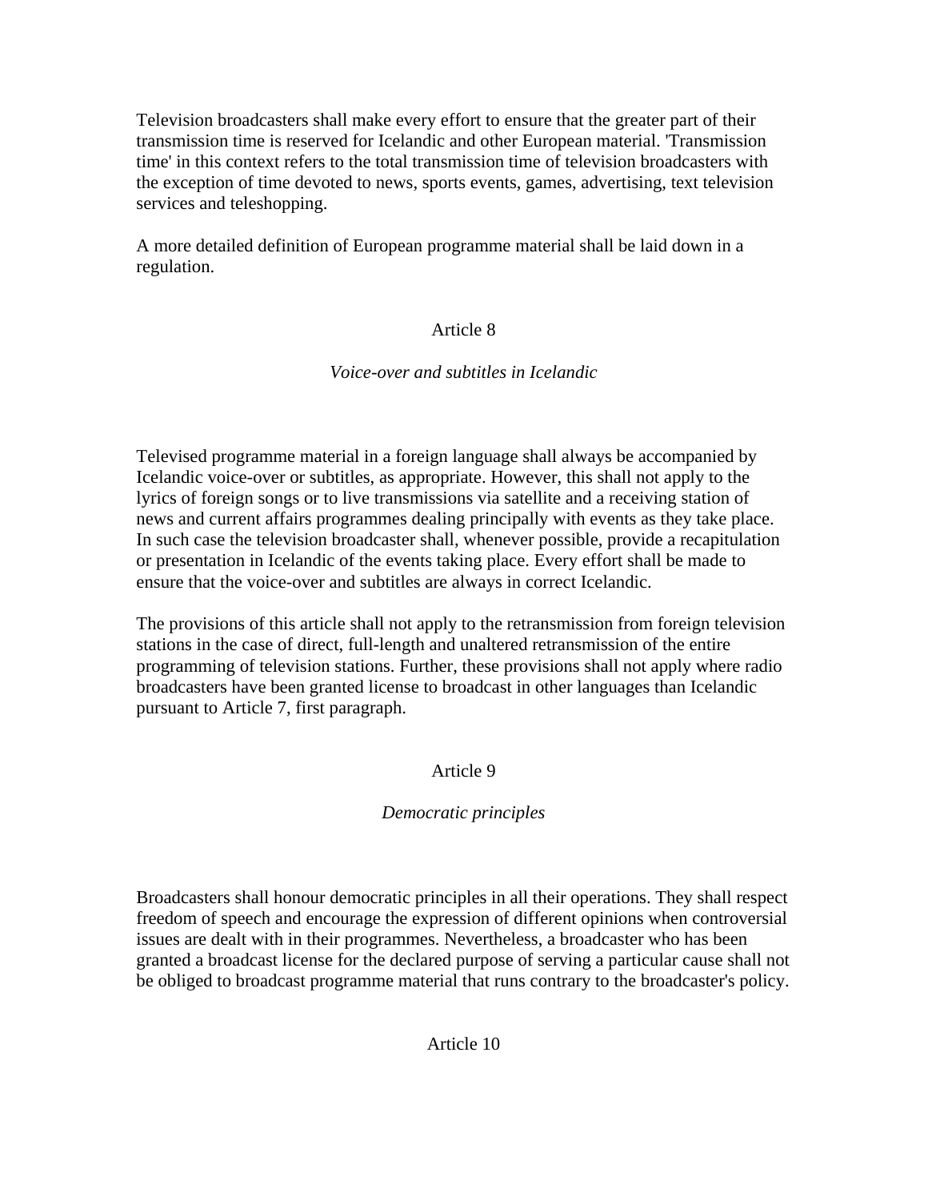Television broadcasters shall make every effort to ensure that the greater part of their transmission time is reserved for Icelandic and other European material. 'Transmission time' in this context refers to the total transmission time of television broadcasters with the exception of time devoted to news, sports events, games, advertising, text television services and teleshopping.

A more detailed definition of European programme material shall be laid down in a regulation.

Article 8

*Voice-over and subtitles in Icelandic*

Televised programme material in a foreign language shall always be accompanied by Icelandic voice-over or subtitles, as appropriate. However, this shall not apply to the lyrics of foreign songs or to live transmissions via satellite and a receiving station of news and current affairs programmes dealing principally with events as they take place. In such case the television broadcaster shall, whenever possible, provide a recapitulation or presentation in Icelandic of the events taking place. Every effort shall be made to ensure that the voice-over and subtitles are always in correct Icelandic.

The provisions of this article shall not apply to the retransmission from foreign television stations in the case of direct, full-length and unaltered retransmission of the entire programming of television stations. Further, these provisions shall not apply where radio broadcasters have been granted license to broadcast in other languages than Icelandic pursuant to Article 7, first paragraph.

Article 9

*Democratic principles*

Broadcasters shall honour democratic principles in all their operations. They shall respect freedom of speech and encourage the expression of different opinions when controversial issues are dealt with in their programmes. Nevertheless, a broadcaster who has been granted a broadcast license for the declared purpose of serving a particular cause shall not be obliged to broadcast programme material that runs contrary to the broadcaster's policy.

Article 10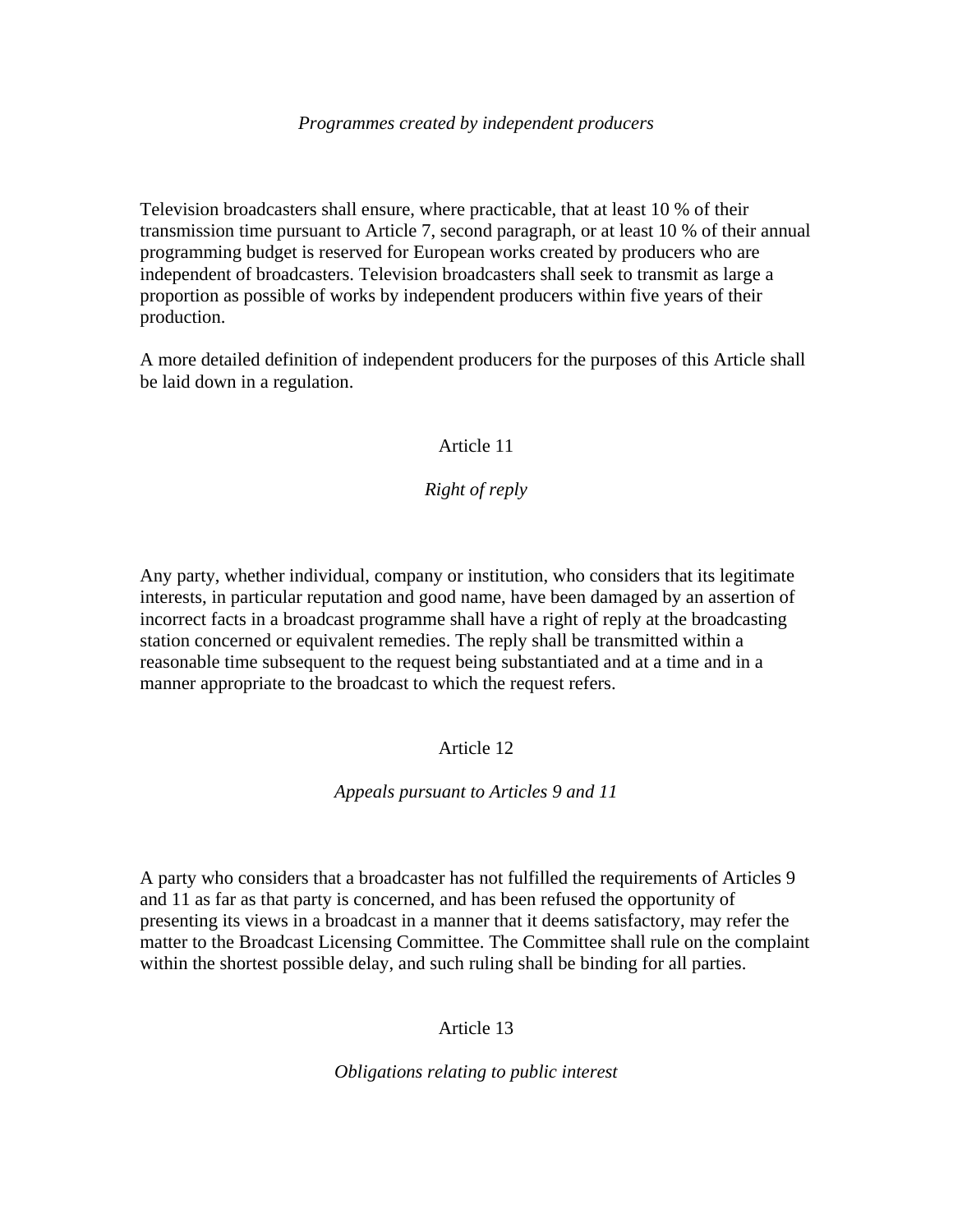*Programmes created by independent producers*

Television broadcasters shall ensure, where practicable, that at least 10 % of their transmission time pursuant to Article 7, second paragraph, or at least 10 % of their annual programming budget is reserved for European works created by producers who are independent of broadcasters. Television broadcasters shall seek to transmit as large a proportion as possible of works by independent producers within five years of their production.

A more detailed definition of independent producers for the purposes of this Article shall be laid down in a regulation.

## Article 11

*Right of reply*

Any party, whether individual, company or institution, who considers that its legitimate interests, in particular reputation and good name, have been damaged by an assertion of incorrect facts in a broadcast programme shall have a right of reply at the broadcasting station concerned or equivalent remedies. The reply shall be transmitted within a reasonable time subsequent to the request being substantiated and at a time and in a manner appropriate to the broadcast to which the request refers.

## Article 12

*Appeals pursuant to Articles 9 and 11*

A party who considers that a broadcaster has not fulfilled the requirements of Articles 9 and 11 as far as that party is concerned, and has been refused the opportunity of presenting its views in a broadcast in a manner that it deems satisfactory, may refer the matter to the Broadcast Licensing Committee. The Committee shall rule on the complaint within the shortest possible delay, and such ruling shall be binding for all parties.

## Article 13

*Obligations relating to public interest*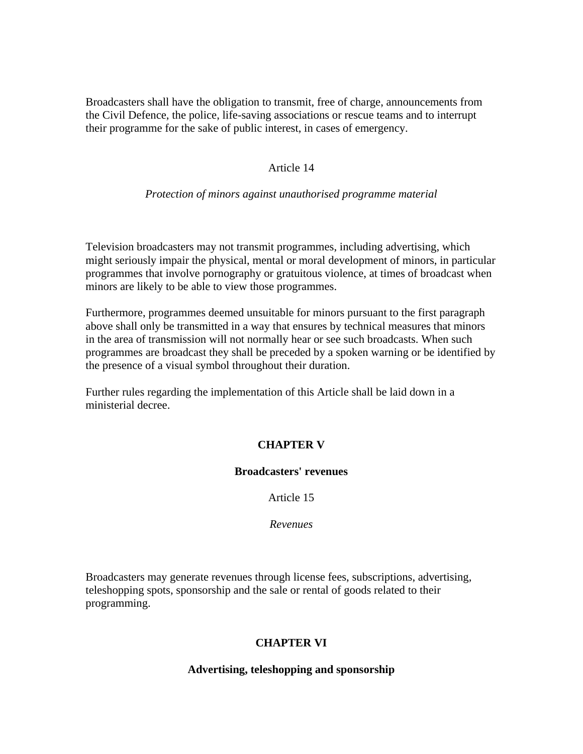Broadcasters shall have the obligation to transmit, free of charge, announcements from the Civil Defence, the police, life-saving associations or rescue teams and to interrupt their programme for the sake of public interest, in cases of emergency.

### Article 14

*Protection of minors against unauthorised programme material*

Television broadcasters may not transmit programmes, including advertising, which might seriously impair the physical, mental or moral development of minors, in particular programmes that involve pornography or gratuitous violence, at times of broadcast when minors are likely to be able to view those programmes.

Furthermore, programmes deemed unsuitable for minors pursuant to the first paragraph above shall only be transmitted in a way that ensures by technical measures that minors in the area of transmission will not normally hear or see such broadcasts. When such programmes are broadcast they shall be preceded by a spoken warning or be identified by the presence of a visual symbol throughout their duration.

Further rules regarding the implementation of this Article shall be laid down in a ministerial decree.

## CHAPTER V

## Broadcasters' revenues

### Article 15

*Revenues*

Broadcasters may generate revenues through license fees, subscriptions, advertising, teleshopping spots, sponsorship and the sale or rental of goods related to their programming.

## CHAPTER VI

## Advertising, teleshopping and sponsorship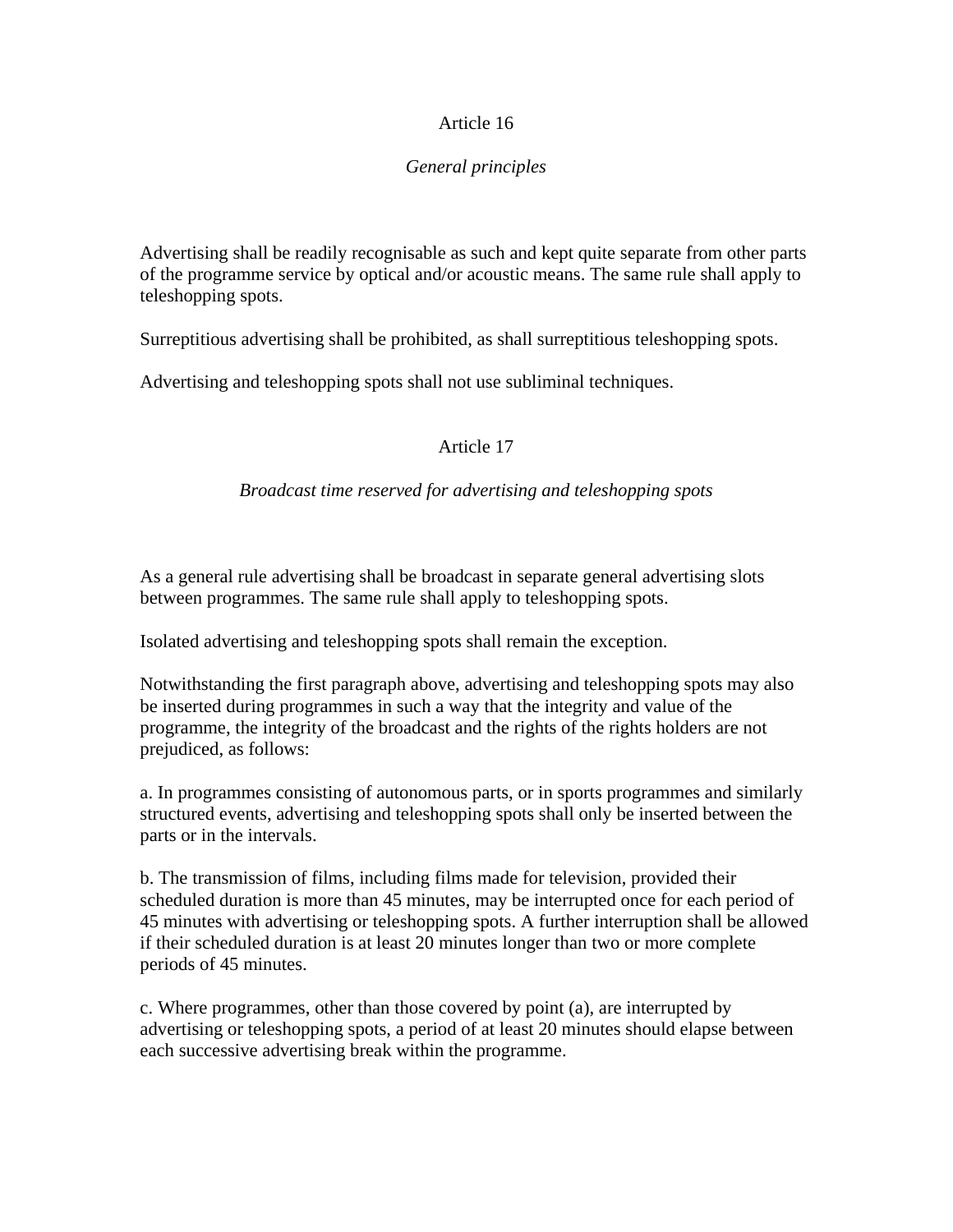## Article 16

### *General principles*

Advertising shall be readily recognisable as such and kept quite separate from other parts of the programme service by optical and/or acoustic means. The same rule shall apply to teleshopping spots.

Surreptitious advertising shall be prohibited, as shall surreptitious teleshopping spots.

Advertising and teleshopping spots shall not use subliminal techniques.

## Article 17

### *Broadcast time reserved for advertising and teleshopping spots*

As a general rule advertising shall be broadcast in separate general advertising slots between programmes. The same rule shall apply to teleshopping spots.

Isolated advertising and teleshopping spots shall remain the exception.

Notwithstanding the first paragraph above, advertising and teleshopping spots may also be inserted during programmes in such a way that the integrity and value of the programme, the integrity of the broadcast and the rights of the rights holders are not prejudiced, as follows:

a. In programmes consisting of autonomous parts, or in sports programmes and similarly structured events, advertising and teleshopping spots shall only be inserted between the parts or in the intervals.

b. The transmission of films, including films made for television, provided their scheduled duration is more than 45 minutes, may be interrupted once for each period of 45 minutes with advertising or teleshopping spots. A further interruption shall be allowed if their scheduled duration is at least 20 minutes longer than two or more complete periods of 45 minutes.

c. Where programmes, other than those covered by point (a), are interrupted by advertising or teleshopping spots, a period of at least 20 minutes should elapse between each successive advertising break within the programme.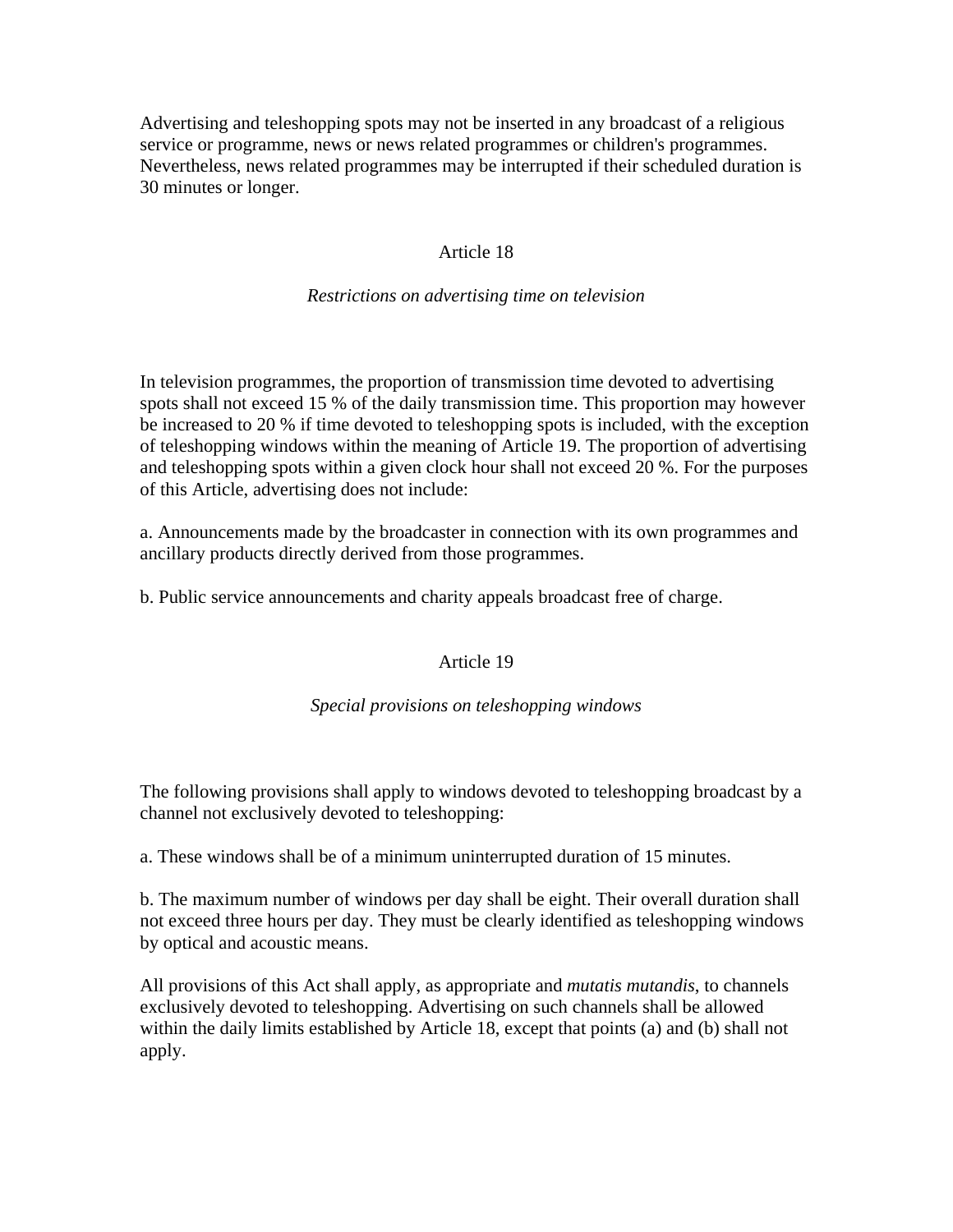Advertising and teleshopping spots may not be inserted in any broadcast of a religious service or programme, news or news related programmes or children's programmes. Nevertheless, news related programmes may be interrupted if their scheduled duration is 30 minutes or longer.

## Article 18

### *Restrictions on advertising time on television*

In television programmes, the proportion of transmission time devoted to advertising spots shall not exceed 15 % of the daily transmission time. This proportion may however be increased to 20 % if time devoted to teleshopping spots is included, with the exception of teleshopping windows within the meaning of Article 19. The proportion of advertising and teleshopping spots within a given clock hour shall not exceed 20 %. For the purposes of this Article, advertising does not include:

a. Announcements made by the broadcaster in connection with its own programmes and ancillary products directly derived from those programmes.

b. Public service announcements and charity appeals broadcast free of charge.

## Article 19

### *Special provisions on teleshopping windows*

The following provisions shall apply to windows devoted to teleshopping broadcast by a channel not exclusively devoted to teleshopping:

a. These windows shall be of a minimum uninterrupted duration of 15 minutes.

b. The maximum number of windows per day shall be eight. Their overall duration shall not exceed three hours per day. They must be clearly identified as teleshopping windows by optical and acoustic means.

All provisions of this Act shall apply, as appropriate and *mutatis mutandis*, to channels exclusively devoted to teleshopping. Advertising on such channels shall be allowed within the daily limits established by Article 18, except that points (a) and (b) shall not apply.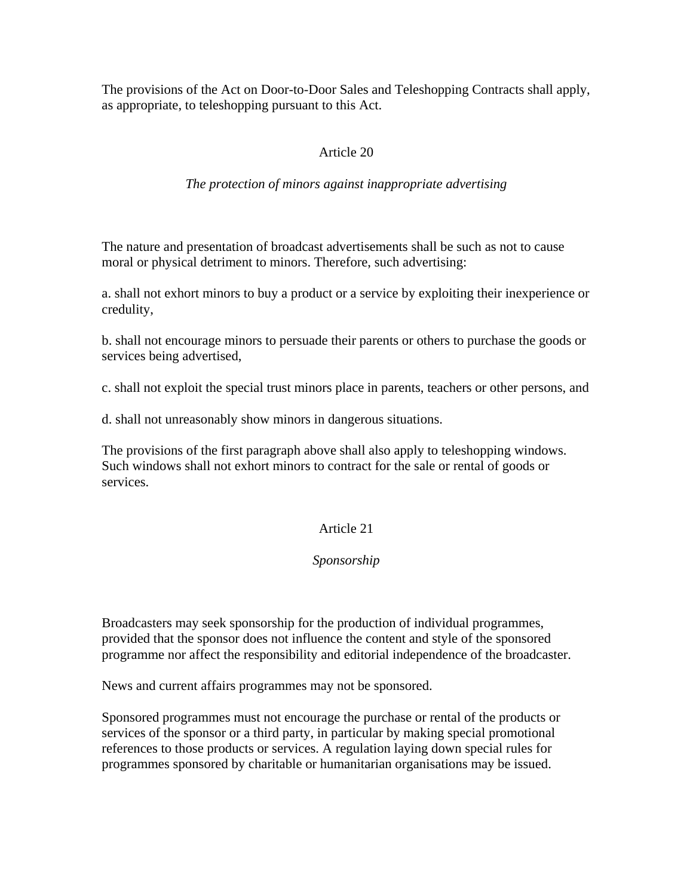The provisions of the Act on Door-to-Door Sales and Teleshopping Contracts shall apply, as appropriate, to teleshopping pursuant to this Act.

## Article 20

*The protection of minors against inappropriate advertising*

The nature and presentation of broadcast advertisements shall be such as not to cause moral or physical detriment to minors. Therefore, such advertising:

a. shall not exhort minors to buy a product or a service by exploiting their inexperience or credulity,

b. shall not encourage minors to persuade their parents or others to purchase the goods or services being advertised,

c. shall not exploit the special trust minors place in parents, teachers or other persons, and

d. shall not unreasonably show minors in dangerous situations.

The provisions of the first paragraph above shall also apply to teleshopping windows. Such windows shall not exhort minors to contract for the sale or rental of goods or services.

## Article 21

*Sponsorship*

Broadcasters may seek sponsorship for the production of individual programmes, provided that the sponsor does not influence the content and style of the sponsored programme nor affect the responsibility and editorial independence of the broadcaster.

News and current affairs programmes may not be sponsored.

Sponsored programmes must not encourage the purchase or rental of the products or services of the sponsor or a third party, in particular by making special promotional references to those products or services. A regulation laying down special rules for programmes sponsored by charitable or humanitarian organisations may be issued.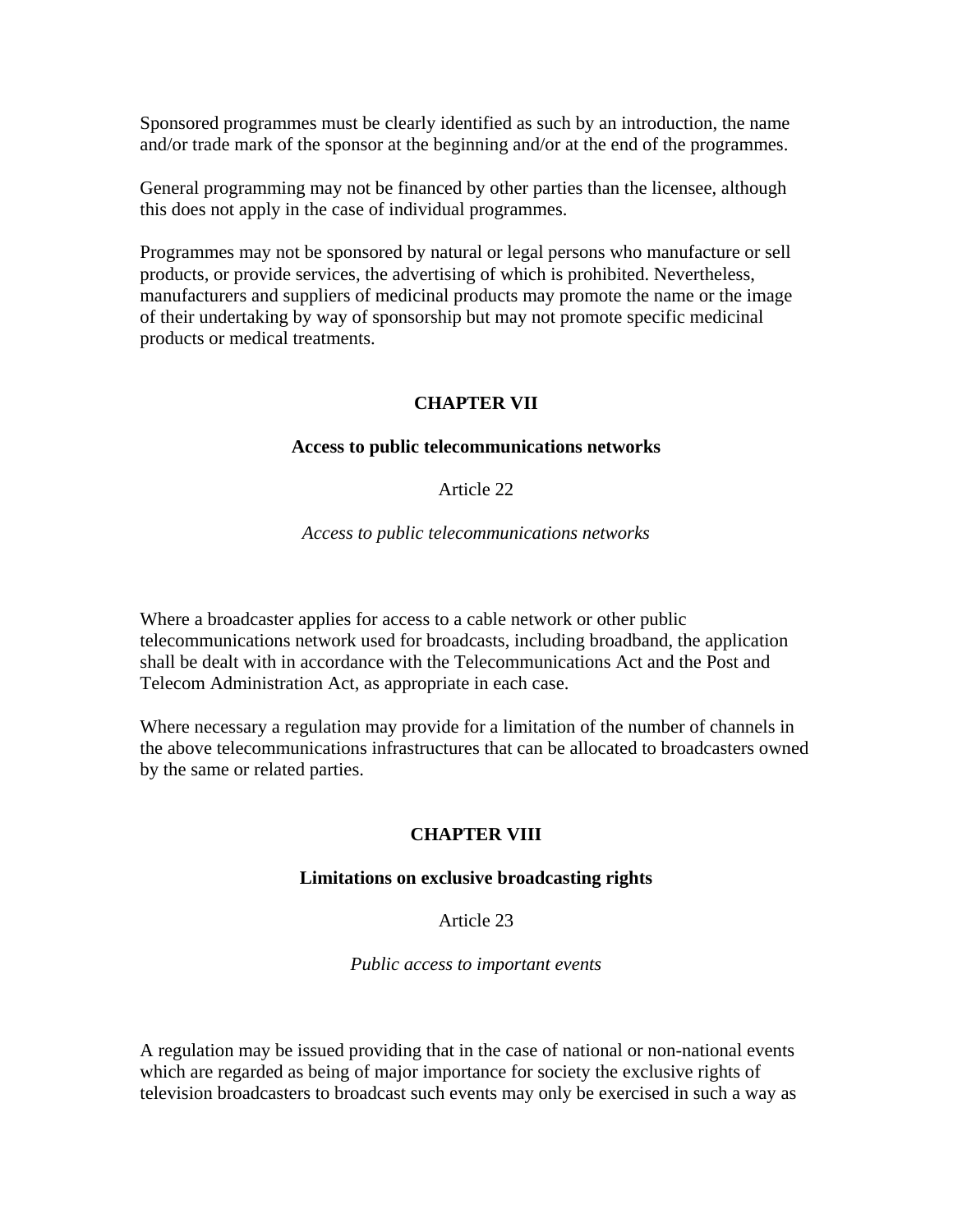Sponsored programmes must be clearly identified as such by an introduction, the name and/or trade mark of the sponsor at the beginning and/or at the end of the programmes.

General programming may not be financed by other parties than the licensee, although this does not apply in the case of individual programmes.

Programmes may not be sponsored by natural or legal persons who manufacture or sell products, or provide services, the advertising of which is prohibited. Nevertheless, manufacturers and suppliers of medicinal products may promote the name or the image of their undertaking by way of sponsorship but may not promote specific medicinal products or medical treatments.

## CHAPTER VII

### Access to public telecommunications networks

Article 22

*Access to public telecommunications networks*

Where a broadcaster applies for access to a cable network or other public telecommunications network used for broadcasts, including broadband, the application shall be dealt with in accordance with the Telecommunications Act and the Post and Telecom Administration Act, as appropriate in each case.

Where necessary a regulation may provide for a limitation of the number of channels in the above telecommunications infrastructures that can be allocated to broadcasters owned by the same or related parties.

## CHAPTER VIII

### Limitations on exclusive broadcasting rights

Article 23

*Public access to important events*

A regulation may be issued providing that in the case of national or non-national events which are regarded as being of major importance for society the exclusive rights of television broadcasters to broadcast such events may only be exercised in such a way as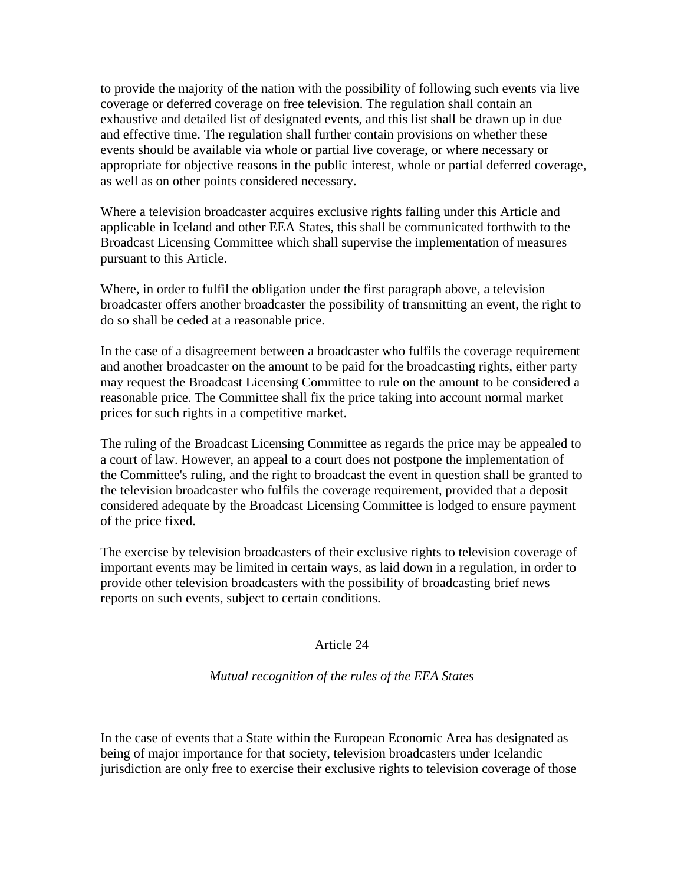to provide the majority of the nation with the possibility of following such events via live coverage or deferred coverage on free television. The regulation shall contain an exhaustive and detailed list of designated events, and this list shall be drawn up in due and effective time. The regulation shall further contain provisions on whether these events should be available via whole or partial live coverage, or where necessary or appropriate for objective reasons in the public interest, whole or partial deferred coverage, as well as on other points considered necessary.

Where a television broadcaster acquires exclusive rights falling under this Article and applicable in Iceland and other EEA States, this shall be communicated forthwith to the Broadcast Licensing Committee which shall supervise the implementation of measures pursuant to this Article.

Where, in order to fulfil the obligation under the first paragraph above, a television broadcaster offers another broadcaster the possibility of transmitting an event, the right to do so shall be ceded at a reasonable price.

In the case of a disagreement between a broadcaster who fulfils the coverage requirement and another broadcaster on the amount to be paid for the broadcasting rights, either party may request the Broadcast Licensing Committee to rule on the amount to be considered a reasonable price. The Committee shall fix the price taking into account normal market prices for such rights in a competitive market.

The ruling of the Broadcast Licensing Committee as regards the price may be appealed to a court of law. However, an appeal to a court does not postpone the implementation of the Committee's ruling, and the right to broadcast the event in question shall be granted to the television broadcaster who fulfils the coverage requirement, provided that a deposit considered adequate by the Broadcast Licensing Committee is lodged to ensure payment of the price fixed.

The exercise by television broadcasters of their exclusive rights to television coverage of important events may be limited in certain ways, as laid down in a regulation, in order to provide other television broadcasters with the possibility of broadcasting brief news reports on such events, subject to certain conditions.

## Article 24

*Mutual recognition of the rules of the EEA States*

In the case of events that a State within the European Economic Area has designated as being of major importance for that society, television broadcasters under Icelandic jurisdiction are only free to exercise their exclusive rights to television coverage of those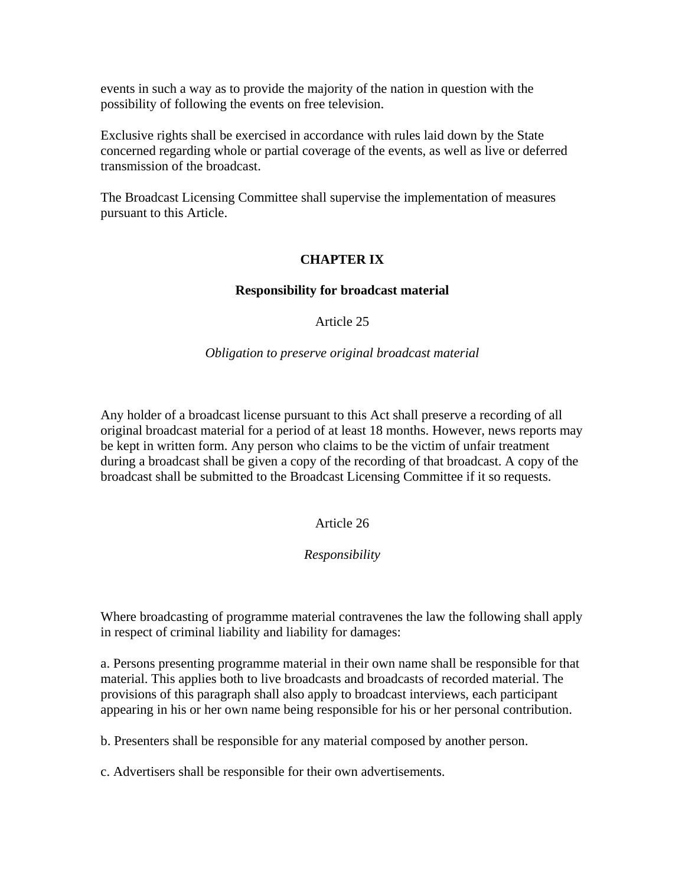events in such a way as to provide the majority of the nation in question with the possibility of following the events on free television.

Exclusive rights shall be exercised in accordance with rules laid down by the State concerned regarding whole or partial coverage of the events, as well as live or deferred transmission of the broadcast.

The Broadcast Licensing Committee shall supervise the implementation of measures pursuant to this Article.

## CHAPTER IX

## Responsibility for broadcast material

### Article 25

*Obligation to preserve original broadcast material*

Any holder of a broadcast license pursuant to this Act shall preserve a recording of all original broadcast material for a period of at least 18 months. However, news reports may be kept in written form. Any person who claims to be the victim of unfair treatment during a broadcast shall be given a copy of the recording of that broadcast. A copy of the broadcast shall be submitted to the Broadcast Licensing Committee if it so requests.

### Article 26

*Responsibility*

Where broadcasting of programme material contravenes the law the following shall apply in respect of criminal liability and liability for damages:

a. Persons presenting programme material in their own name shall be responsible for that material. This applies both to live broadcasts and broadcasts of recorded material. The provisions of this paragraph shall also apply to broadcast interviews, each participant appearing in his or her own name being responsible for his or her personal contribution.

b. Presenters shall be responsible for any material composed by another person.

c. Advertisers shall be responsible for their own advertisements.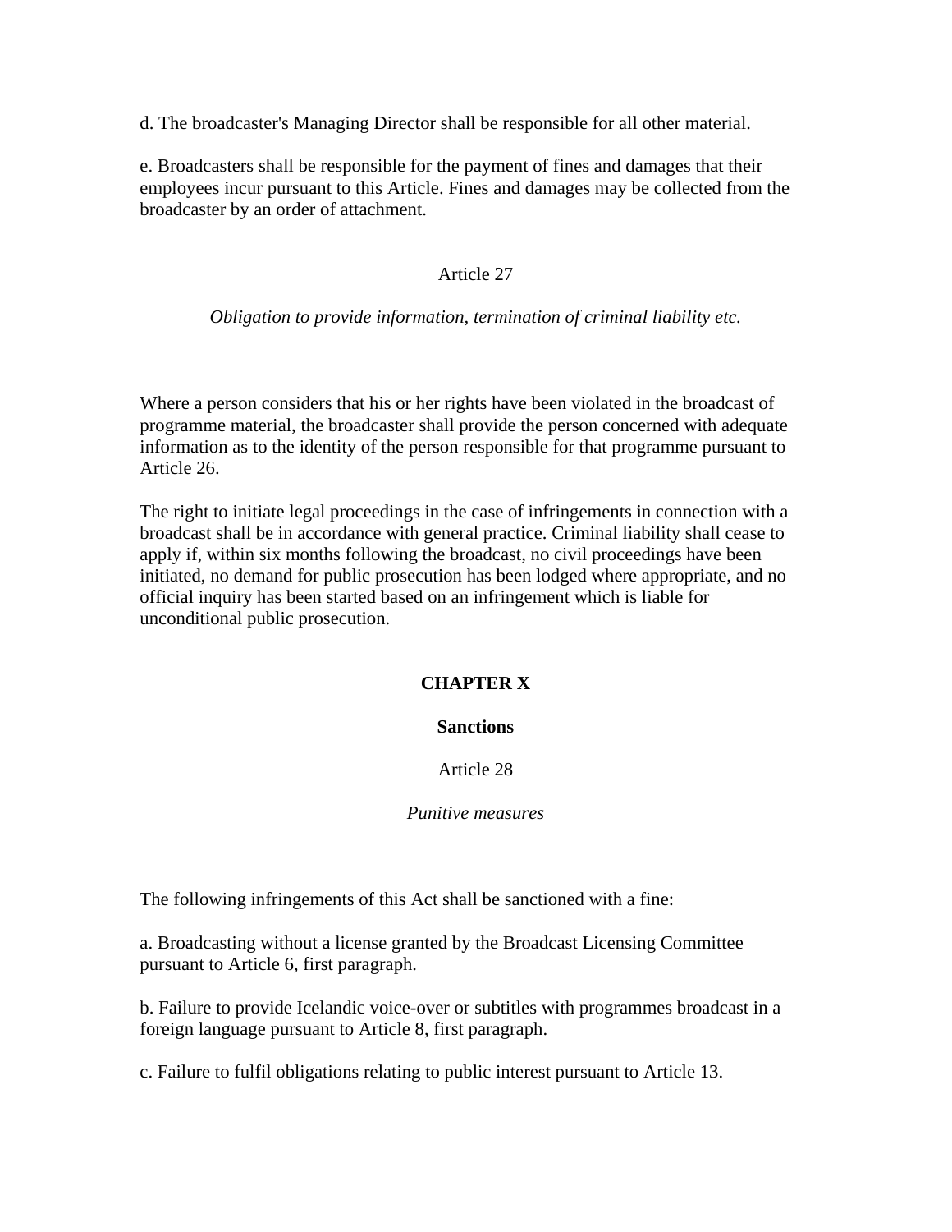d. The broadcaster's Managing Director shall be responsible for all other material.

e. Broadcasters shall be responsible for the payment of fines and damages that their employees incur pursuant to this Article. Fines and damages may be collected from the broadcaster by an order of attachment.

### Article 27

*Obligation to provide information, termination of criminal liability etc.*

Where a person considers that his or her rights have been violated in the broadcast of programme material, the broadcaster shall provide the person concerned with adequate information as to the identity of the person responsible for that programme pursuant to Article 26.

The right to initiate legal proceedings in the case of infringements in connection with a broadcast shall be in accordance with general practice. Criminal liability shall cease to apply if, within six months following the broadcast, no civil proceedings have been initiated, no demand for public prosecution has been lodged where appropriate, and no official inquiry has been started based on an infringement which is liable for unconditional public prosecution.

## CHAPTER X

## Sanctions

### Article 28

*Punitive measures*

The following infringements of this Act shall be sanctioned with a fine:

a. Broadcasting without a license granted by the Broadcast Licensing Committee pursuant to Article 6, first paragraph.

b. Failure to provide Icelandic voice-over or subtitles with programmes broadcast in a foreign language pursuant to Article 8, first paragraph.

c. Failure to fulfil obligations relating to public interest pursuant to Article 13.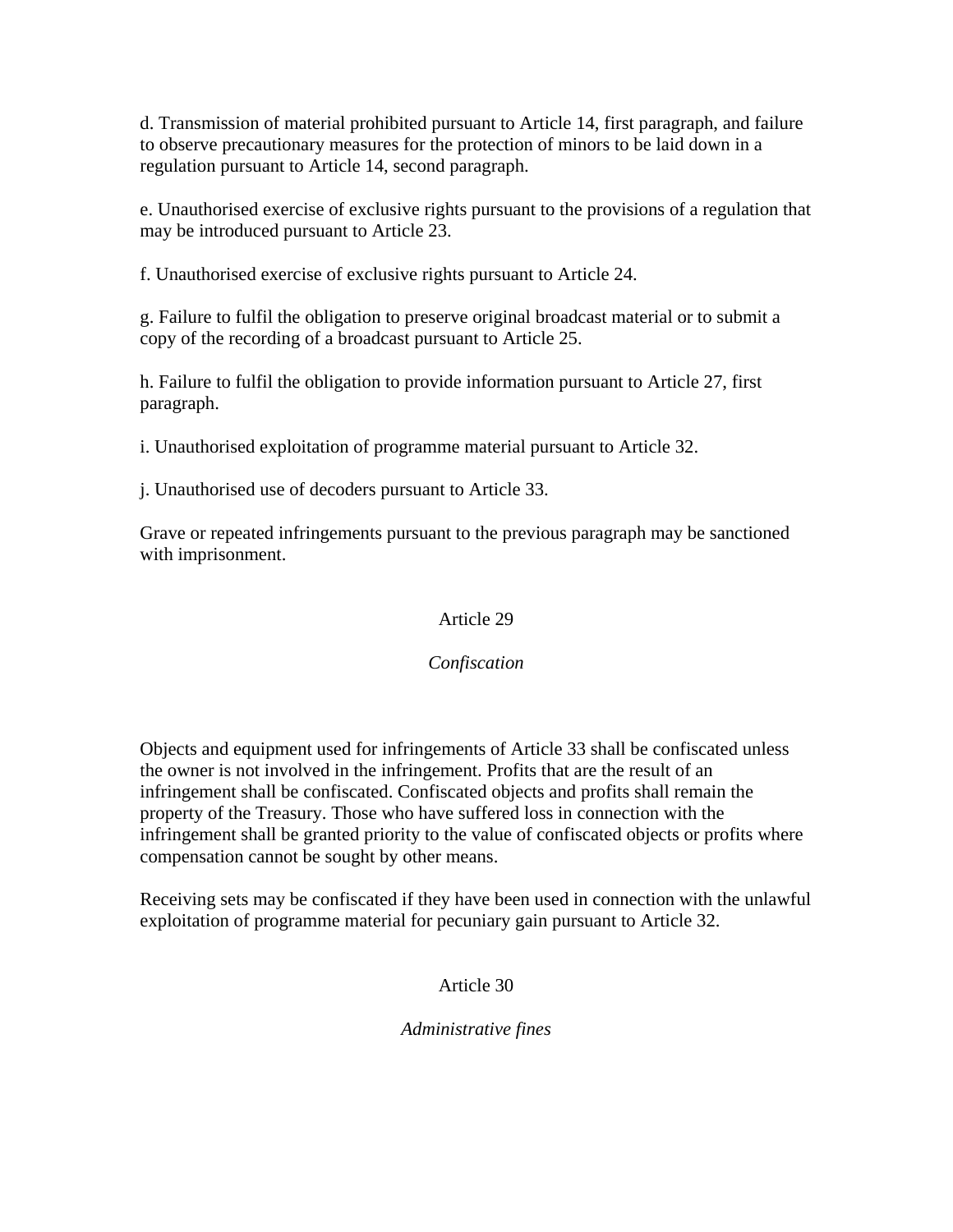d. Transmission of material prohibited pursuant to Article 14, first paragraph, and failure to observe precautionary measures for the protection of minors to be laid down in a regulation pursuant to Article 14, second paragraph.

e. Unauthorised exercise of exclusive rights pursuant to the provisions of a regulation that may be introduced pursuant to Article 23.

f. Unauthorised exercise of exclusive rights pursuant to Article 24.

g. Failure to fulfil the obligation to preserve original broadcast material or to submit a copy of the recording of a broadcast pursuant to Article 25.

h. Failure to fulfil the obligation to provide information pursuant to Article 27, first paragraph.

i. Unauthorised exploitation of programme material pursuant to Article 32.

j. Unauthorised use of decoders pursuant to Article 33.

Grave or repeated infringements pursuant to the previous paragraph may be sanctioned with imprisonment.

## Article 29

*Confiscation*

Objects and equipment used for infringements of Article 33 shall be confiscated unless the owner is not involved in the infringement. Profits that are the result of an infringement shall be confiscated. Confiscated objects and profits shall remain the property of the Treasury. Those who have suffered loss in connection with the infringement shall be granted priority to the value of confiscated objects or profits where compensation cannot be sought by other means.

Receiving sets may be confiscated if they have been used in connection with the unlawful exploitation of programme material for pecuniary gain pursuant to Article 32.

## Article 30

*Administrative fines*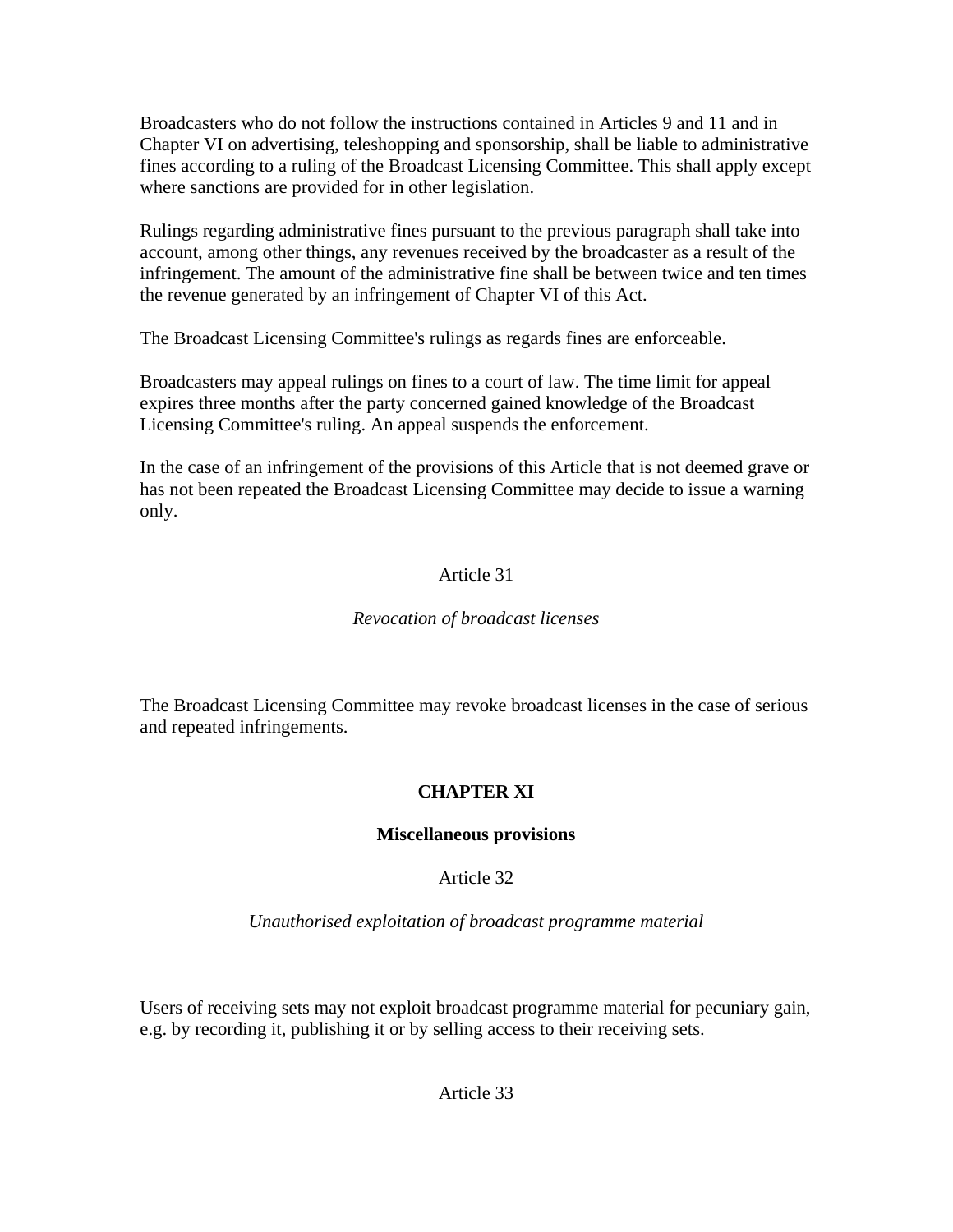Broadcasters who do not follow the instructions contained in Articles 9 and 11 and in Chapter VI on advertising, teleshopping and sponsorship, shall be liable to administrative fines according to a ruling of the Broadcast Licensing Committee. This shall apply except where sanctions are provided for in other legislation.

Rulings regarding administrative fines pursuant to the previous paragraph shall take into account, among other things, any revenues received by the broadcaster as a result of the infringement. The amount of the administrative fine shall be between twice and ten times the revenue generated by an infringement of Chapter VI of this Act.

The Broadcast Licensing Committee's rulings as regards fines are enforceable.

Broadcasters may appeal rulings on fines to a court of law. The time limit for appeal expires three months after the party concerned gained knowledge of the Broadcast Licensing Committee's ruling. An appeal suspends the enforcement.

In the case of an infringement of the provisions of this Article that is not deemed grave or has not been repeated the Broadcast Licensing Committee may decide to issue a warning only.

Article 31

*Revocation of broadcast licenses*

The Broadcast Licensing Committee may revoke broadcast licenses in the case of serious and repeated infringements.

## CHAPTER XI

## Miscellaneous provisions

Article 32

*Unauthorised exploitation of broadcast programme material*

Users of receiving sets may not exploit broadcast programme material for pecuniary gain, e.g. by recording it, publishing it or by selling access to their receiving sets.

Article 33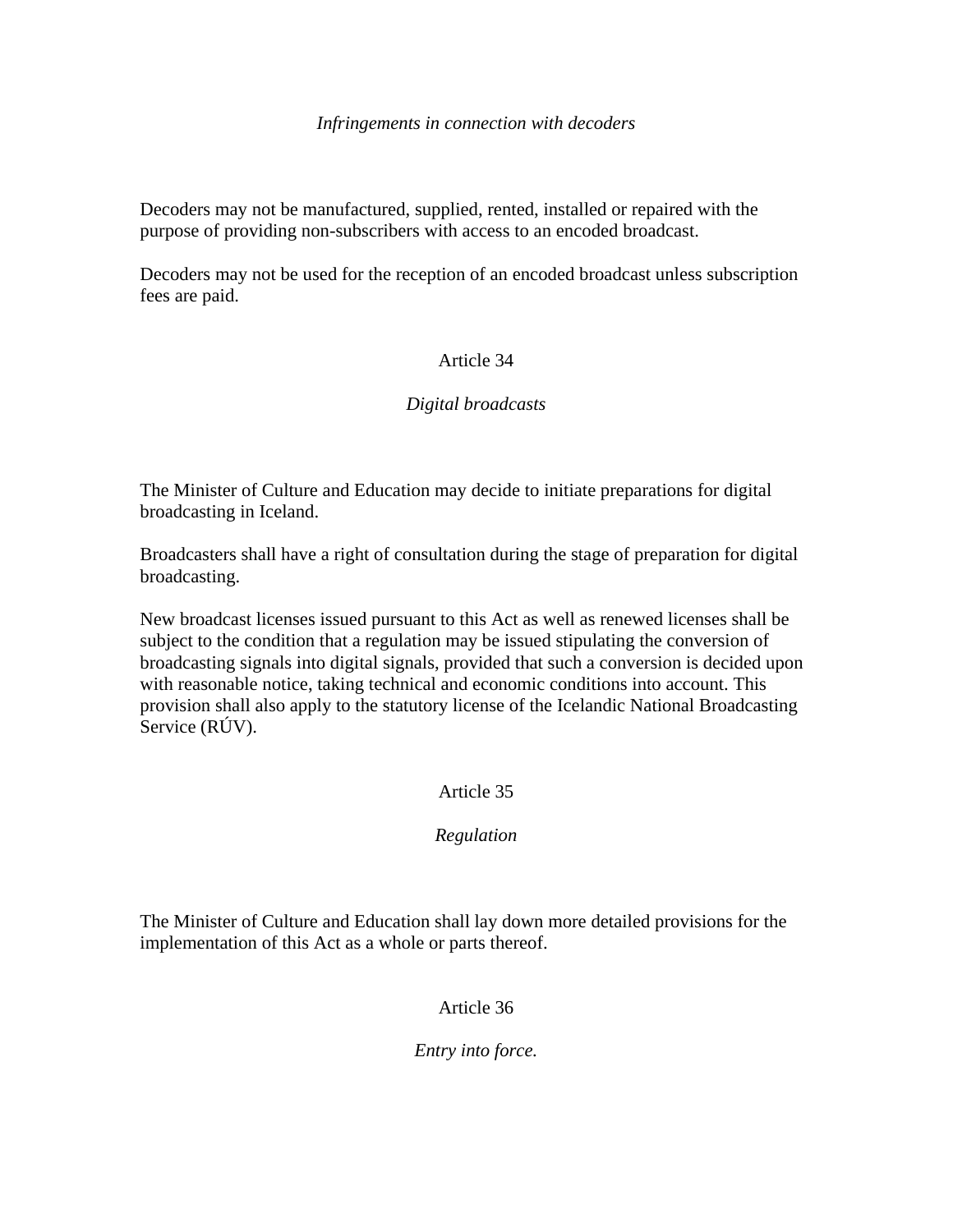*Infringements in connection with decoders*

Decoders may not be manufactured, supplied, rented, installed or repaired with the purpose of providing non-subscribers with access to an encoded broadcast.

Decoders may not be used for the reception of an encoded broadcast unless subscription fees are paid.

## Article 34

*Digital broadcasts*

The Minister of Culture and Education may decide to initiate preparations for digital broadcasting in Iceland.

Broadcasters shall have a right of consultation during the stage of preparation for digital broadcasting.

New broadcast licenses issued pursuant to this Act as well as renewed licenses shall be subject to the condition that a regulation may be issued stipulating the conversion of broadcasting signals into digital signals, provided that such a conversion is decided upon with reasonable notice, taking technical and economic conditions into account. This provision shall also apply to the statutory license of the Icelandic National Broadcasting Service (RÚV).

## Article 35

*Regulation*

The Minister of Culture and Education shall lay down more detailed provisions for the implementation of this Act as a whole or parts thereof.

## Article 36

*Entry into force.*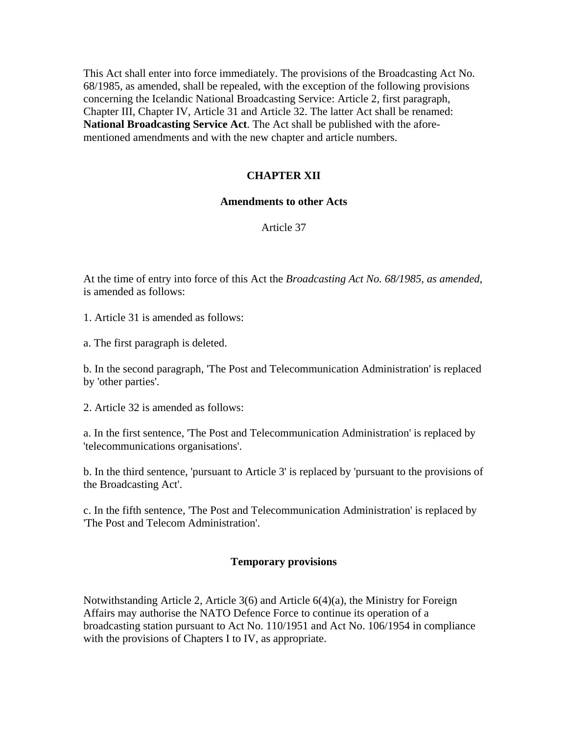This Act shall enter into force immediately. The provisions of the Broadcasting Act No. 68/1985, as amended, shall be repealed, with the exception of the following provisions concerning the Icelandic National Broadcasting Service: Article 2, first paragraph, Chapter III, Chapter IV, Article 31 and Article 32. The latter Act shall be renamed: **National Broadcasting Service Act**. The Act shall be published with the afore-mentioned amendments and with the new chapter and article numbers.

## CHAPTER XII

### Amendments to other Acts

Article 37

At the time of entry into force of this Act the *Broadcasting Act No. 68/1985, as amended*, is amended as follows:

1. Article 31 is amended as follows:

a. The first paragraph is deleted.

b. In the second paragraph, 'The Post and Telecommunication Administration' is replaced by 'other parties'.

2. Article 32 is amended as follows:

a. In the first sentence, 'The Post and Telecommunication Administration' is replaced by 'telecommunications organisations'.

b. In the third sentence, 'pursuant to Article 3' is replaced by 'pursuant to the provisions of the Broadcasting Act'.

c. In the fifth sentence, 'The Post and Telecommunication Administration' is replaced by 'The Post and Telecom Administration'.

### Temporary provisions

Notwithstanding Article 2, Article 3(6) and Article 6(4)(a), the Ministry for Foreign Affairs may authorise the NATO Defence Force to continue its operation of a broadcasting station pursuant to Act No. 110/1951 and Act No. 106/1954 in compliance with the provisions of Chapters I to IV, as appropriate.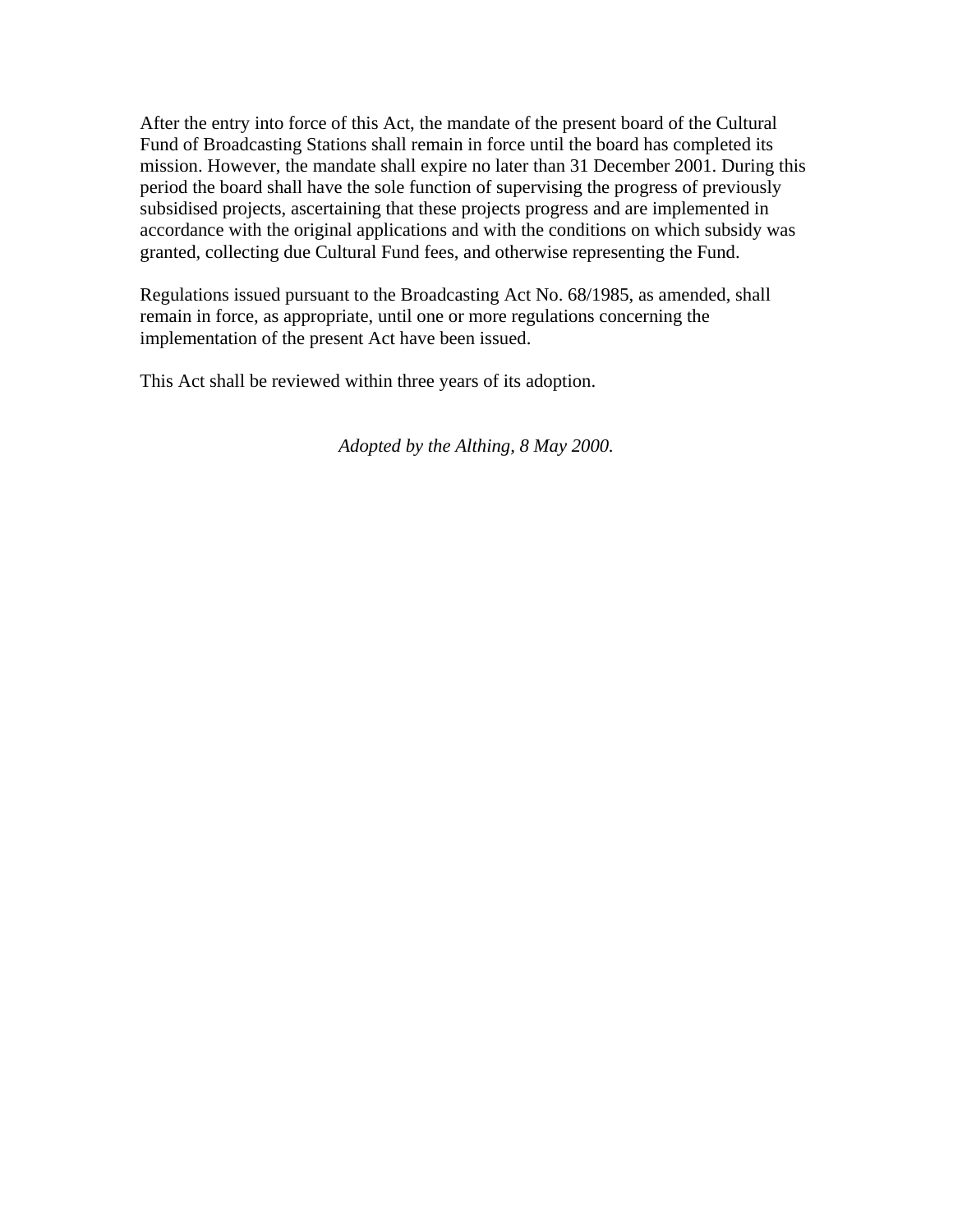After the entry into force of this Act, the mandate of the present board of the Cultural Fund of Broadcasting Stations shall remain in force until the board has completed its mission. However, the mandate shall expire no later than 31 December 2001. During this period the board shall have the sole function of supervising the progress of previously subsidised projects, ascertaining that these projects progress and are implemented in accordance with the original applications and with the conditions on which subsidy was granted, collecting due Cultural Fund fees, and otherwise representing the Fund.

Regulations issued pursuant to the Broadcasting Act No. 68/1985, as amended, shall remain in force, as appropriate, until one or more regulations concerning the implementation of the present Act have been issued.

This Act shall be reviewed within three years of its adoption.

*Adopted by the Althing, 8 May 2000.*